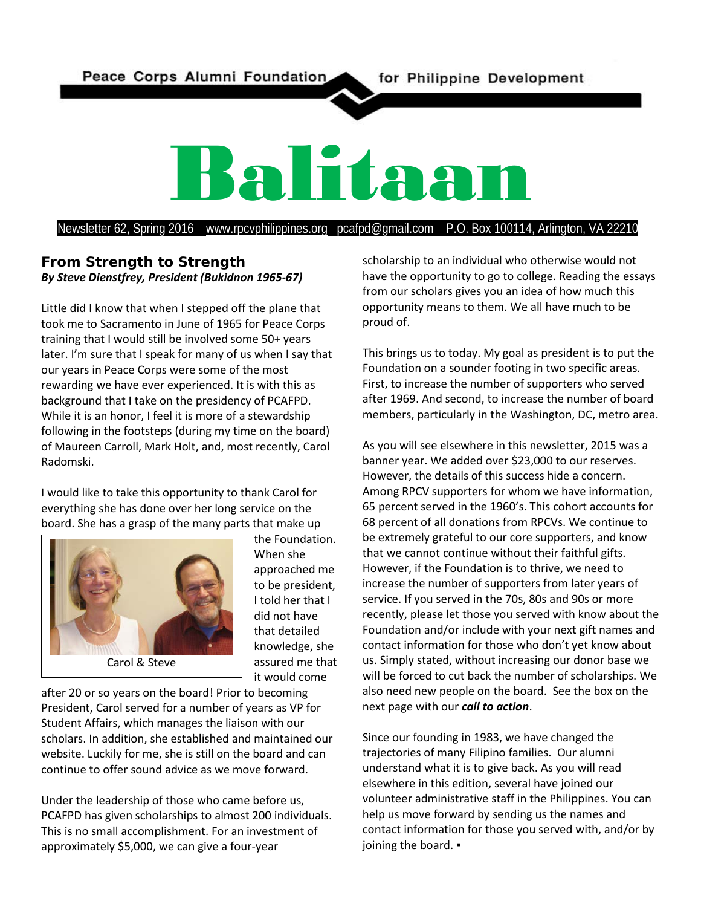Peace Corps Alumni Foundation for Philippine Development

# Balitaan

Newsletter 62, Spring 2016 www.rpcvphilippines.org pcafpd@gmail.com P.O. Box 100114, Arlington, VA 22210

## From Strength to Strength

***By Steve Dienstfrey, President (Bukidnon 1965-67)***

Little did I know that when I stepped off the plane that took me to Sacramento in June of 1965 for Peace Corps training that I would still be involved some 50+ years later. I'm sure that I speak for many of us when I say that our years in Peace Corps were some of the most rewarding we have ever experienced. It is with this as background that I take on the presidency of PCAFPD. While it is an honor, I feel it is more of a stewardship following in the footsteps (during my time on the board) of Maureen Carroll, Mark Holt, and, most recently, Carol Radomski.

I would like to take this opportunity to thank Carol for everything she has done over her long service on the board. She has a grasp of the many parts that make up the Foundation. When she approached me to be president, I told her that I did not have that detailed knowledge, she assured me that it would come after 20 or so years on the board! Prior to becoming President, Carol served for a number of years as VP for Student Affairs, which manages the liaison with our scholars. In addition, she established and maintained our website. Luckily for me, she is still on the board and can continue to offer sound advice as we move forward.

Carol & Steve

Under the leadership of those who came before us, PCAFPD has given scholarships to almost 200 individuals. This is no small accomplishment. For an investment of approximately $5,000, we can give a four-year scholarship to an individual who otherwise would not have the opportunity to go to college. Reading the essays from our scholars gives you an idea of how much this opportunity means to them. We all have much to be proud of.

This brings us to today. My goal as president is to put the Foundation on a sounder footing in two specific areas. First, to increase the number of supporters who served after 1969. And second, to increase the number of board members, particularly in the Washington, DC, metro area.

As you will see elsewhere in this newsletter, 2015 was a banner year. We added over $23,000 to our reserves. However, the details of this success hide a concern. Among RPCV supporters for whom we have information, 65 percent served in the 1960's. This cohort accounts for 68 percent of all donations from RPCVs. We continue to be extremely grateful to our core supporters, and know that we cannot continue without their faithful gifts. However, if the Foundation is to thrive, we need to increase the number of supporters from later years of service. If you served in the 70s, 80s and 90s or more recently, please let those you served with know about the Foundation and/or include with your next gift names and contact information for those who don't yet know about us. Simply stated, without increasing our donor base we will be forced to cut back the number of scholarships. We also need new people on the board. See the box on the next page with our ***call to action***.

Since our founding in 1983, we have changed the trajectories of many Filipino families. Our alumni understand what it is to give back. As you will read elsewhere in this edition, several have joined our volunteer administrative staff in the Philippines. You can help us move forward by sending us the names and contact information for those you served with, and/or by joining the board. ▪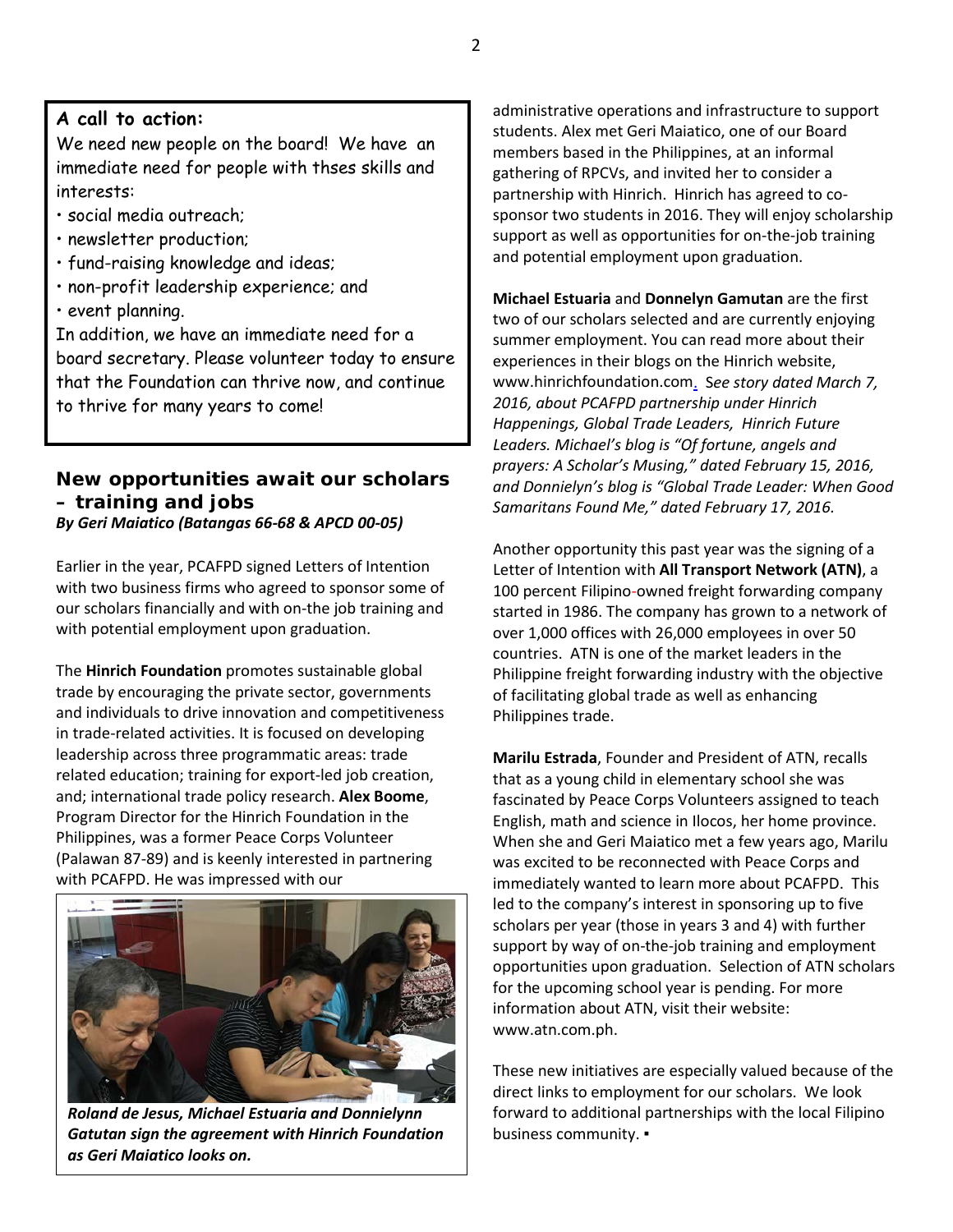**A call to action:**

We need new people on the board! We have an immediate need for people with thses skills and interests:

- social media outreach;
- newsletter production;
- fund-raising knowledge and ideas;
- non-profit leadership experience; and
- event planning.

In addition, we have an immediate need for a board secretary. Please volunteer today to ensure that the Foundation can thrive now, and continue to thrive for many years to come!

## New opportunities await our scholars – training and jobs

***By Geri Maiatico (Batangas 66-68 & APCD 00-05)***

Earlier in the year, PCAFPD signed Letters of Intention with two business firms who agreed to sponsor some of our scholars financially and with on-the job training and with potential employment upon graduation.

The **Hinrich Foundation** promotes sustainable global trade by encouraging the private sector, governments and individuals to drive innovation and competitiveness in trade-related activities. It is focused on developing leadership across three programmatic areas: trade related education; training for export-led job creation, and; international trade policy research. **Alex Boome**, Program Director for the Hinrich Foundation in the Philippines, was a former Peace Corps Volunteer (Palawan 87-89) and is keenly interested in partnering with PCAFPD. He was impressed with our administrative operations and infrastructure to support students. Alex met Geri Maiatico, one of our Board members based in the Philippines, at an informal gathering of RPCVs, and invited her to consider a partnership with Hinrich. Hinrich has agreed to co-sponsor two students in 2016. They will enjoy scholarship support as well as opportunities for on-the-job training and potential employment upon graduation.

***Roland de Jesus, Michael Estuaria and Donnielynn Gatutan sign the agreement with Hinrich Foundation as Geri Maiatico looks on.***

**Michael Estuaria** and **Donnelyn Gamutan** are the first two of our scholars selected and are currently enjoying summer employment. You can read more about their experiences in their blogs on the Hinrich website, www.hinrichfoundation.com. *See story dated March 7, 2016, about PCAFPD partnership under Hinrich Happenings, Global Trade Leaders, Hinrich Future Leaders. Michael's blog is "Of fortune, angels and prayers: A Scholar's Musing," dated February 15, 2016, and Donnielyn's blog is "Global Trade Leader: When Good Samaritans Found Me," dated February 17, 2016.*

Another opportunity this past year was the signing of a Letter of Intention with **All Transport Network (ATN)**, a 100 percent Filipino-owned freight forwarding company started in 1986. The company has grown to a network of over 1,000 offices with 26,000 employees in over 50 countries. ATN is one of the market leaders in the Philippine freight forwarding industry with the objective of facilitating global trade as well as enhancing Philippines trade.

**Marilu Estrada**, Founder and President of ATN, recalls that as a young child in elementary school she was fascinated by Peace Corps Volunteers assigned to teach English, math and science in Ilocos, her home province. When she and Geri Maiatico met a few years ago, Marilu was excited to be reconnected with Peace Corps and immediately wanted to learn more about PCAFPD. This led to the company's interest in sponsoring up to five scholars per year (those in years 3 and 4) with further support by way of on-the-job training and employment opportunities upon graduation. Selection of ATN scholars for the upcoming school year is pending. For more information about ATN, visit their website: www.atn.com.ph.

These new initiatives are especially valued because of the direct links to employment for our scholars. We look forward to additional partnerships with the local Filipino business community. ▪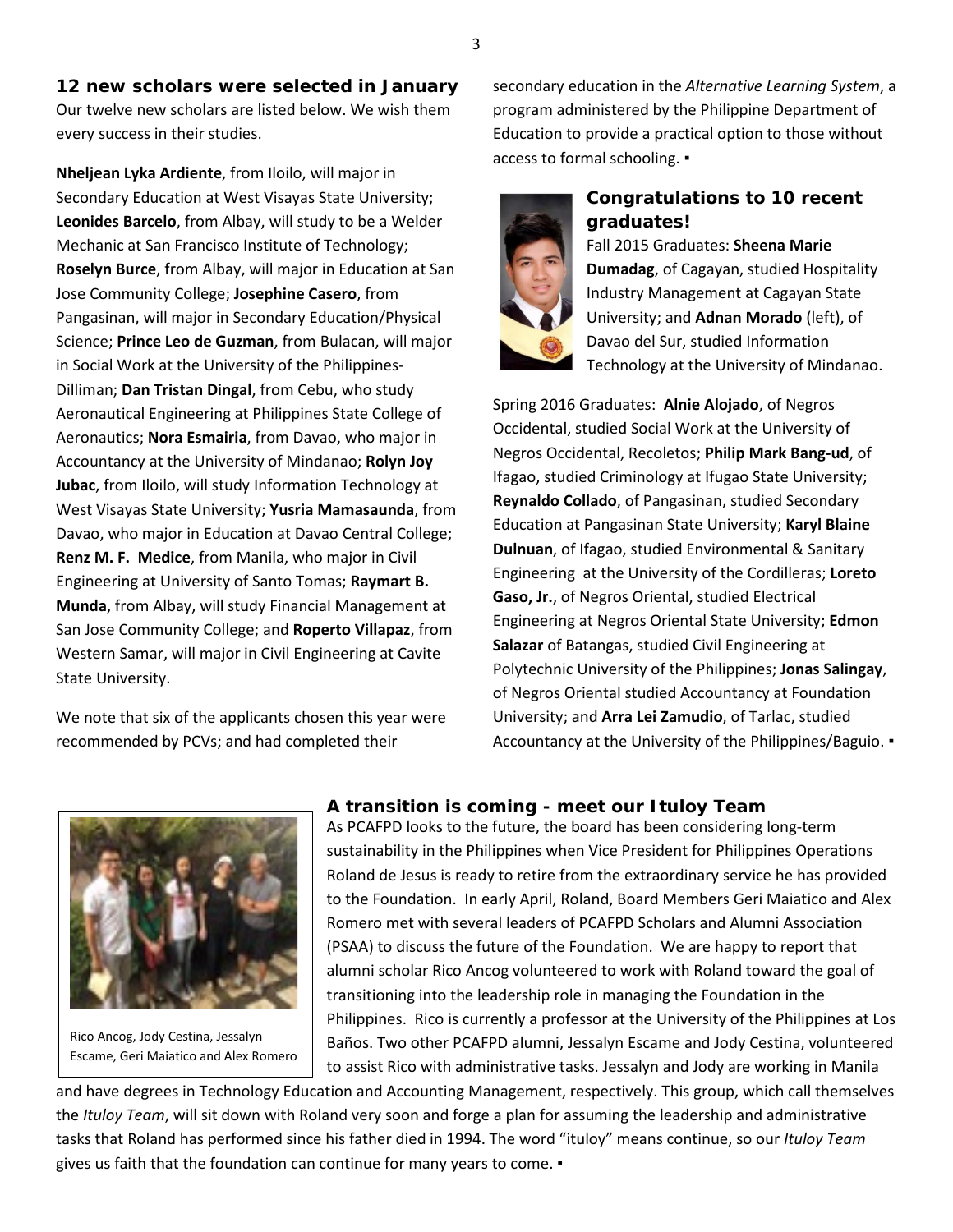## 12 new scholars were selected in January

Our twelve new scholars are listed below. We wish them every success in their studies.

**Nheljean Lyka Ardiente**, from Iloilo, will major in Secondary Education at West Visayas State University; **Leonides Barcelo**, from Albay, will study to be a Welder Mechanic at San Francisco Institute of Technology; **Roselyn Burce**, from Albay, will major in Education at San Jose Community College; **Josephine Casero**, from Pangasinan, will major in Secondary Education/Physical Science; **Prince Leo de Guzman**, from Bulacan, will major in Social Work at the University of the Philippines-Dilliman; **Dan Tristan Dingal**, from Cebu, who study Aeronautical Engineering at Philippines State College of Aeronautics; **Nora Esmairia**, from Davao, who major in Accountancy at the University of Mindanao; **Rolyn Joy Jubac**, from Iloilo, will study Information Technology at West Visayas State University; **Yusria Mamasaunda**, from Davao, who major in Education at Davao Central College; **Renz M. F. Medice**, from Manila, who major in Civil Engineering at University of Santo Tomas; **Raymart B. Munda**, from Albay, will study Financial Management at San Jose Community College; and **Roperto Villapaz**, from Western Samar, will major in Civil Engineering at Cavite State University.

We note that six of the applicants chosen this year were recommended by PCVs; and had completed their secondary education in the *Alternative Learning System*, a program administered by the Philippine Department of Education to provide a practical option to those without access to formal schooling. ▪

## Congratulations to 10 recent graduates!

Fall 2015 Graduates: **Sheena Marie Dumadag**, of Cagayan, studied Hospitality Industry Management at Cagayan State University; and **Adnan Morado** (left), of Davao del Sur, studied Information Technology at the University of Mindanao.

Spring 2016 Graduates: **Alnie Alojado**, of Negros Occidental, studied Social Work at the University of Negros Occidental, Recoletos; **Philip Mark Bang-ud**, of Ifagao, studied Criminology at Ifugao State University; **Reynaldo Collado**, of Pangasinan, studied Secondary Education at Pangasinan State University; **Karyl Blaine Dulnuan**, of Ifagao, studied Environmental & Sanitary Engineering at the University of the Cordilleras; **Loreto Gaso, Jr.**, of Negros Oriental, studied Electrical Engineering at Negros Oriental State University; **Edmon Salazar** of Batangas, studied Civil Engineering at Polytechnic University of the Philippines; **Jonas Salingay**, of Negros Oriental studied Accountancy at Foundation University; and **Arra Lei Zamudio**, of Tarlac, studied Accountancy at the University of the Philippines/Baguio. ▪

## A transition is coming - meet our Ituloy Team

Rico Ancog, Jody Cestina, Jessalyn Escame, Geri Maiatico and Alex Romero

As PCAFPD looks to the future, the board has been considering long-term sustainability in the Philippines when Vice President for Philippines Operations Roland de Jesus is ready to retire from the extraordinary service he has provided to the Foundation. In early April, Roland, Board Members Geri Maiatico and Alex Romero met with several leaders of PCAFPD Scholars and Alumni Association (PSAA) to discuss the future of the Foundation. We are happy to report that alumni scholar Rico Ancog volunteered to work with Roland toward the goal of transitioning into the leadership role in managing the Foundation in the Philippines. Rico is currently a professor at the University of the Philippines at Los Baños. Two other PCAFPD alumni, Jessalyn Escame and Jody Cestina, volunteered to assist Rico with administrative tasks. Jessalyn and Jody are working in Manila and have degrees in Technology Education and Accounting Management, respectively. This group, which call themselves the *Ituloy Team*, will sit down with Roland very soon and forge a plan for assuming the leadership and administrative tasks that Roland has performed since his father died in 1994. The word "ituloy" means continue, so our *Ituloy Team* gives us faith that the foundation can continue for many years to come. ▪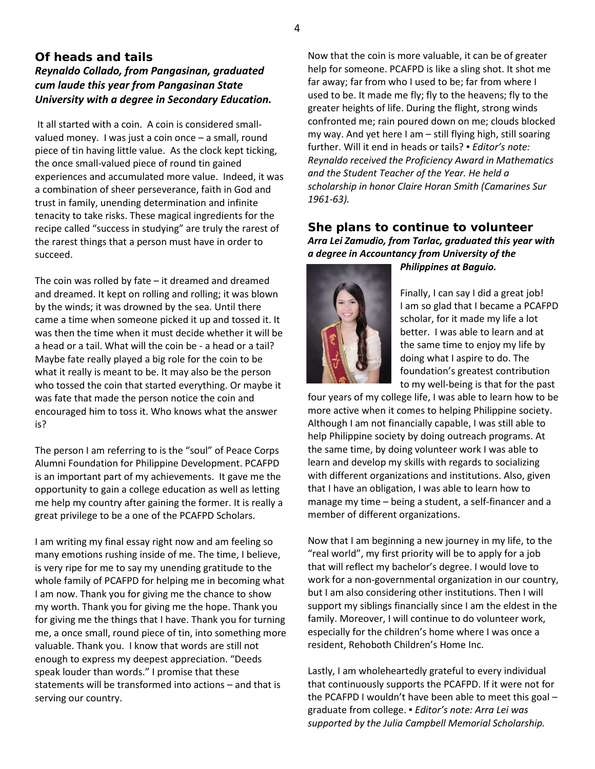## Of heads and tails

***Reynaldo Collado, from Pangasinan, graduated cum laude this year from Pangasinan State University with a degree in Secondary Education.***

It all started with a coin. A coin is considered small-valued money. I was just a coin once – a small, round piece of tin having little value. As the clock kept ticking, the once small-valued piece of round tin gained experiences and accumulated more value. Indeed, it was a combination of sheer perseverance, faith in God and trust in family, unending determination and infinite tenacity to take risks. These magical ingredients for the recipe called "success in studying" are truly the rarest of the rarest things that a person must have in order to succeed.

The coin was rolled by fate – it dreamed and dreamed and dreamed. It kept on rolling and rolling; it was blown by the winds; it was drowned by the sea. Until there came a time when someone picked it up and tossed it. It was then the time when it must decide whether it will be a head or a tail. What will the coin be - a head or a tail? Maybe fate really played a big role for the coin to be what it really is meant to be. It may also be the person who tossed the coin that started everything. Or maybe it was fate that made the person notice the coin and encouraged him to toss it. Who knows what the answer is?

The person I am referring to is the "soul" of Peace Corps Alumni Foundation for Philippine Development. PCAFPD is an important part of my achievements. It gave me the opportunity to gain a college education as well as letting me help my country after gaining the former. It is really a great privilege to be a one of the PCAFPD Scholars.

I am writing my final essay right now and am feeling so many emotions rushing inside of me. The time, I believe, is very ripe for me to say my unending gratitude to the whole family of PCAFPD for helping me in becoming what I am now. Thank you for giving me the chance to show my worth. Thank you for giving me the hope. Thank you for giving me the things that I have. Thank you for turning me, a once small, round piece of tin, into something more valuable. Thank you. I know that words are still not enough to express my deepest appreciation. "Deeds speak louder than words." I promise that these statements will be transformed into actions – and that is serving our country.

Now that the coin is more valuable, it can be of greater help for someone. PCAFPD is like a sling shot. It shot me far away; far from who I used to be; far from where I used to be. It made me fly; fly to the heavens; fly to the greater heights of life. During the flight, strong winds confronted me; rain poured down on me; clouds blocked my way. And yet here I am – still flying high, still soaring further. Will it end in heads or tails? ▪ *Editor's note: Reynaldo received the Proficiency Award in Mathematics and the Student Teacher of the Year. He held a scholarship in honor Claire Horan Smith (Camarines Sur 1961-63).*

## She plans to continue to volunteer

***Arra Lei Zamudio, from Tarlac, graduated this year with a degree in Accountancy from University of the Philippines at Baguio.***

Finally, I can say I did a great job! I am so glad that I became a PCAFPD scholar, for it made my life a lot better. I was able to learn and at the same time to enjoy my life by doing what I aspire to do. The foundation's greatest contribution to my well-being is that for the past four years of my college life, I was able to learn how to be more active when it comes to helping Philippine society. Although I am not financially capable, I was still able to help Philippine society by doing outreach programs. At the same time, by doing volunteer work I was able to learn and develop my skills with regards to socializing with different organizations and institutions. Also, given that I have an obligation, I was able to learn how to manage my time – being a student, a self-financer and a member of different organizations.

Now that I am beginning a new journey in my life, to the "real world", my first priority will be to apply for a job that will reflect my bachelor's degree. I would love to work for a non-governmental organization in our country, but I am also considering other institutions. Then I will support my siblings financially since I am the eldest in the family. Moreover, I will continue to do volunteer work, especially for the children's home where I was once a resident, Rehoboth Children's Home Inc.

Lastly, I am wholeheartedly grateful to every individual that continuously supports the PCAFPD. If it were not for the PCAFPD I wouldn't have been able to meet this goal – graduate from college. ▪ *Editor's note: Arra Lei was supported by the Julia Campbell Memorial Scholarship.*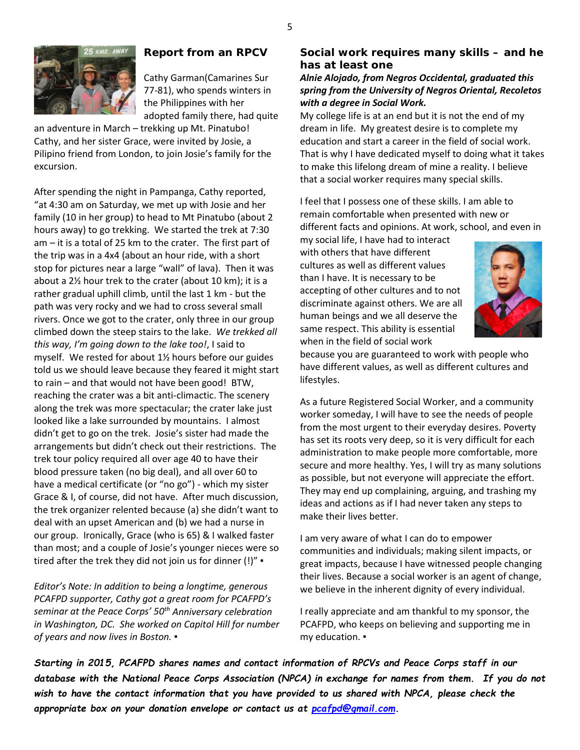## Report from an RPCV

Cathy Garman(Camarines Sur 77-81), who spends winters in the Philippines with her adopted family there, had quite an adventure in March – trekking up Mt. Pinatubo! Cathy, and her sister Grace, were invited by Josie, a Pilipino friend from London, to join Josie's family for the excursion.

After spending the night in Pampanga, Cathy reported, "at 4:30 am on Saturday, we met up with Josie and her family (10 in her group) to head to Mt Pinatubo (about 2 hours away) to go trekking. We started the trek at 7:30 am – it is a total of 25 km to the crater. The first part of the trip was in a 4x4 (about an hour ride, with a short stop for pictures near a large "wall" of lava). Then it was about a 2½ hour trek to the crater (about 10 km); it is a rather gradual uphill climb, until the last 1 km - but the path was very rocky and we had to cross several small rivers. Once we got to the crater, only three in our group climbed down the steep stairs to the lake. *We trekked all this way, I'm going down to the lake too!*, I said to myself. We rested for about 1½ hours before our guides told us we should leave because they feared it might start to rain – and that would not have been good! BTW, reaching the crater was a bit anti-climactic. The scenery along the trek was more spectacular; the crater lake just looked like a lake surrounded by mountains. I almost didn't get to go on the trek. Josie's sister had made the arrangements but didn't check out their restrictions. The trek tour policy required all over age 40 to have their blood pressure taken (no big deal), and all over 60 to have a medical certificate (or "no go") - which my sister Grace & I, of course, did not have. After much discussion, the trek organizer relented because (a) she didn't want to deal with an upset American and (b) we had a nurse in our group. Ironically, Grace (who is 65) & I walked faster than most; and a couple of Josie's younger nieces were so tired after the trek they did not join us for dinner (!)" ▪

*Editor's Note: In addition to being a longtime, generous PCAFPD supporter, Cathy got a great room for PCAFPD's seminar at the Peace Corps' 50th Anniversary celebration in Washington, DC. She worked on Capitol Hill for number of years and now lives in Boston.* ▪

## Social work requires many skills – and he has at least one

***Alnie Alojado, from Negros Occidental, graduated this spring from the University of Negros Oriental, Recoletos with a degree in Social Work.***

My college life is at an end but it is not the end of my dream in life. My greatest desire is to complete my education and start a career in the field of social work. That is why I have dedicated myself to doing what it takes to make this lifelong dream of mine a reality. I believe that a social worker requires many special skills.

I feel that I possess one of these skills. I am able to remain comfortable when presented with new or different facts and opinions. At work, school, and even in my social life, I have had to interact with others that have different cultures as well as different values than I have. It is necessary to be accepting of other cultures and to not discriminate against others. We are all human beings and we all deserve the same respect. This ability is essential when in the field of social work because you are guaranteed to work with people who have different values, as well as different cultures and lifestyles.

As a future Registered Social Worker, and a community worker someday, I will have to see the needs of people from the most urgent to their everyday desires. Poverty has set its roots very deep, so it is very difficult for each administration to make people more comfortable, more secure and more healthy. Yes, I will try as many solutions as possible, but not everyone will appreciate the effort. They may end up complaining, arguing, and trashing my ideas and actions as if I had never taken any steps to make their lives better.

I am very aware of what I can do to empower communities and individuals; making silent impacts, or great impacts, because I have witnessed people changing their lives. Because a social worker is an agent of change, we believe in the inherent dignity of every individual.

I really appreciate and am thankful to my sponsor, the PCAFPD, who keeps on believing and supporting me in my education. ▪

***Starting in 2015, PCAFPD shares names and contact information of RPCVs and Peace Corps staff in our database with the National Peace Corps Association (NPCA) in exchange for names from them. If you do not wish to have the contact information that you have provided to us shared with NPCA, please check the appropriate box on your donation envelope or contact us at pcafpd@gmail.com.***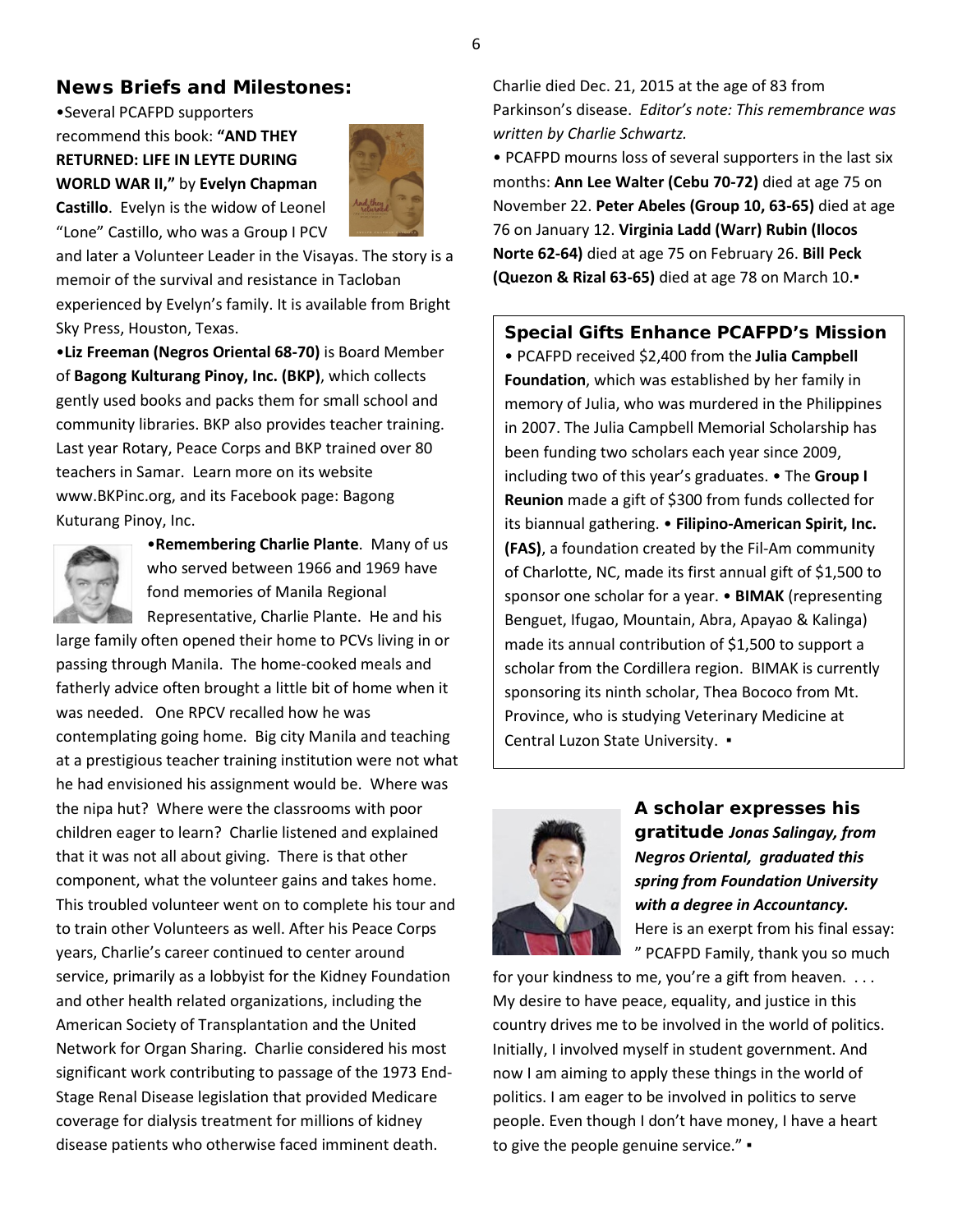## News Briefs and Milestones:

•Several PCAFPD supporters recommend this book: **"AND THEY RETURNED: LIFE IN LEYTE DURING WORLD WAR II,"** by **Evelyn Chapman Castillo**. Evelyn is the widow of Leonel "Lone" Castillo, who was a Group I PCV and later a Volunteer Leader in the Visayas. The story is a memoir of the survival and resistance in Tacloban experienced by Evelyn's family. It is available from Bright Sky Press, Houston, Texas.

•**Liz Freeman (Negros Oriental 68-70)** is Board Member of **Bagong Kulturang Pinoy, Inc. (BKP)**, which collects gently used books and packs them for small school and community libraries. BKP also provides teacher training. Last year Rotary, Peace Corps and BKP trained over 80 teachers in Samar. Learn more on its website www.BKPinc.org, and its Facebook page: Bagong Kuturang Pinoy, Inc.

•**Remembering Charlie Plante**. Many of us who served between 1966 and 1969 have fond memories of Manila Regional Representative, Charlie Plante. He and his large family often opened their home to PCVs living in or passing through Manila. The home-cooked meals and fatherly advice often brought a little bit of home when it was needed. One RPCV recalled how he was contemplating going home. Big city Manila and teaching at a prestigious teacher training institution were not what he had envisioned his assignment would be. Where was the nipa hut? Where were the classrooms with poor children eager to learn? Charlie listened and explained that it was not all about giving. There is that other component, what the volunteer gains and takes home. This troubled volunteer went on to complete his tour and to train other Volunteers as well. After his Peace Corps years, Charlie's career continued to center around service, primarily as a lobbyist for the Kidney Foundation and other health related organizations, including the American Society of Transplantation and the United Network for Organ Sharing. Charlie considered his most significant work contributing to passage of the 1973 End-Stage Renal Disease legislation that provided Medicare coverage for dialysis treatment for millions of kidney disease patients who otherwise faced imminent death. Charlie died Dec. 21, 2015 at the age of 83 from Parkinson's disease. *Editor's note: This remembrance was written by Charlie Schwartz.*

• PCAFPD mourns loss of several supporters in the last six months: **Ann Lee Walter (Cebu 70-72)** died at age 75 on November 22. **Peter Abeles (Group 10, 63-65)** died at age 76 on January 12. **Virginia Ladd (Warr) Rubin (Ilocos Norte 62-64)** died at age 75 on February 26. **Bill Peck (Quezon & Rizal 63-65)** died at age 78 on March 10.▪

## Special Gifts Enhance PCAFPD's Mission

• PCAFPD received $2,400 from the **Julia Campbell Foundation**, which was established by her family in memory of Julia, who was murdered in the Philippines in 2007. The Julia Campbell Memorial Scholarship has been funding two scholars each year since 2009, including two of this year's graduates. • The **Group I Reunion** made a gift of $300 from funds collected for its biannual gathering. • **Filipino-American Spirit, Inc. (FAS)**, a foundation created by the Fil-Am community of Charlotte, NC, made its first annual gift of $1,500 to sponsor one scholar for a year. • **BIMAK** (representing Benguet, Ifugao, Mountain, Abra, Apayao & Kalinga) made its annual contribution of $1,500 to support a scholar from the Cordillera region. BIMAK is currently sponsoring its ninth scholar, Thea Bococo from Mt. Province, who is studying Veterinary Medicine at Central Luzon State University. ▪

## A scholar expresses his gratitude

***Jonas Salingay, from Negros Oriental, graduated this spring from Foundation University with a degree in Accountancy.***

Here is an exerpt from his final essay: " PCAFPD Family, thank you so much for your kindness to me, you're a gift from heaven. . . . My desire to have peace, equality, and justice in this country drives me to be involved in the world of politics. Initially, I involved myself in student government. And now I am aiming to apply these things in the world of politics. I am eager to be involved in politics to serve people. Even though I don't have money, I have a heart to give the people genuine service." ▪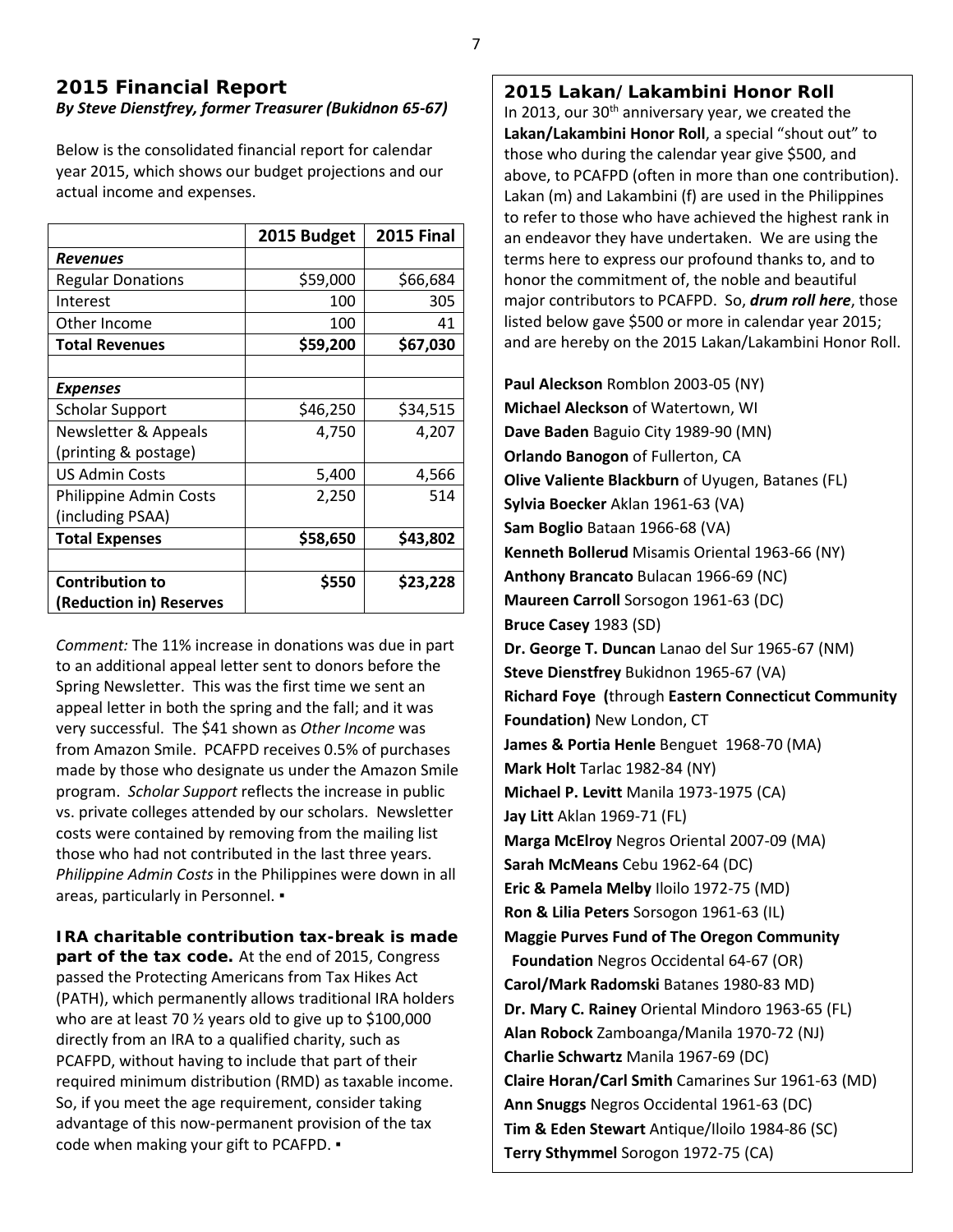## 2015 Financial Report

***By Steve Dienstfrey, former Treasurer (Bukidnon 65-67)***

Below is the consolidated financial report for calendar year 2015, which shows our budget projections and our actual income and expenses.

| | 2015 Budget | 2015 Final |
|---|---|---|
| ***Revenues*** | | |
| Regular Donations | $59,000 | $66,684 |
| Interest | 100 | 305 |
| Other Income | 100 | 41 |
| **Total Revenues** | **$59,200** | **$67,030** |
| | | |
| ***Expenses*** | | |
| Scholar Support | $46,250 | $34,515 |
| Newsletter & Appeals (printing & postage) | 4,750 | 4,207 |
| US Admin Costs | 5,400 | 4,566 |
| Philippine Admin Costs (including PSAA) | 2,250 | 514 |
| **Total Expenses** | **$58,650** | **$43,802** |
| | | |
| **Contribution to (Reduction in) Reserves** | **$550** | **$23,228** |

*Comment:* The 11% increase in donations was due in part to an additional appeal letter sent to donors before the Spring Newsletter. This was the first time we sent an appeal letter in both the spring and the fall; and it was very successful. The $41 shown as *Other Income* was from Amazon Smile. PCAFPD receives 0.5% of purchases made by those who designate us under the Amazon Smile program. *Scholar Support* reflects the increase in public vs. private colleges attended by our scholars. Newsletter costs were contained by removing from the mailing list those who had not contributed in the last three years. *Philippine Admin Costs* in the Philippines were down in all areas, particularly in Personnel. ▪

**IRA charitable contribution tax-break is made part of the tax code.** At the end of 2015, Congress passed the Protecting Americans from Tax Hikes Act (PATH), which permanently allows traditional IRA holders who are at least 70 ½ years old to give up to $100,000 directly from an IRA to a qualified charity, such as PCAFPD, without having to include that part of their required minimum distribution (RMD) as taxable income. So, if you meet the age requirement, consider taking advantage of this now-permanent provision of the tax code when making your gift to PCAFPD. ▪

## 2015 Lakan/ Lakambini Honor Roll

In 2013, our 30th anniversary year, we created the **Lakan/Lakambini Honor Roll**, a special "shout out" to those who during the calendar year give $500, and above, to PCAFPD (often in more than one contribution). Lakan (m) and Lakambini (f) are used in the Philippines to refer to those who have achieved the highest rank in an endeavor they have undertaken. We are using the terms here to express our profound thanks to, and to honor the commitment of, the noble and beautiful major contributors to PCAFPD. So, ***drum roll here***, those listed below gave $500 or more in calendar year 2015; and are hereby on the 2015 Lakan/Lakambini Honor Roll.

**Paul Aleckson** Romblon 2003-05 (NY)
**Michael Aleckson** of Watertown, WI
**Dave Baden** Baguio City 1989-90 (MN)
**Orlando Banogon** of Fullerton, CA
**Olive Valiente Blackburn** of Uyugen, Batanes (FL)
**Sylvia Boecker** Aklan 1961-63 (VA)
**Sam Boglio** Bataan 1966-68 (VA)
**Kenneth Bollerud** Misamis Oriental 1963-66 (NY)
**Anthony Brancato** Bulacan 1966-69 (NC)
**Maureen Carroll** Sorsogon 1961-63 (DC)
**Bruce Casey** 1983 (SD)
**Dr. George T. Duncan** Lanao del Sur 1965-67 (NM)
**Steve Dienstfrey** Bukidnon 1965-67 (VA)
**Richard Foye (**through **Eastern Connecticut Community Foundation)** New London, CT
**James & Portia Henle** Benguet 1968-70 (MA)
**Mark Holt** Tarlac 1982-84 (NY)
**Michael P. Levitt** Manila 1973-1975 (CA)
**Jay Litt** Aklan 1969-71 (FL)
**Marga McElroy** Negros Oriental 2007-09 (MA)
**Sarah McMeans** Cebu 1962-64 (DC)
**Eric & Pamela Melby** Iloilo 1972-75 (MD)
**Ron & Lilia Peters** Sorsogon 1961-63 (IL)
**Maggie Purves Fund of The Oregon Community Foundation** Negros Occidental 64-67 (OR)
**Carol/Mark Radomski** Batanes 1980-83 MD)
**Dr. Mary C. Rainey** Oriental Mindoro 1963-65 (FL)
**Alan Robock** Zamboanga/Manila 1970-72 (NJ)
**Charlie Schwartz** Manila 1967-69 (DC)
**Claire Horan/Carl Smith** Camarines Sur 1961-63 (MD)
**Ann Snuggs** Negros Occidental 1961-63 (DC)
**Tim & Eden Stewart** Antique/Iloilo 1984-86 (SC)
**Terry Sthymmel** Sorogon 1972-75 (CA)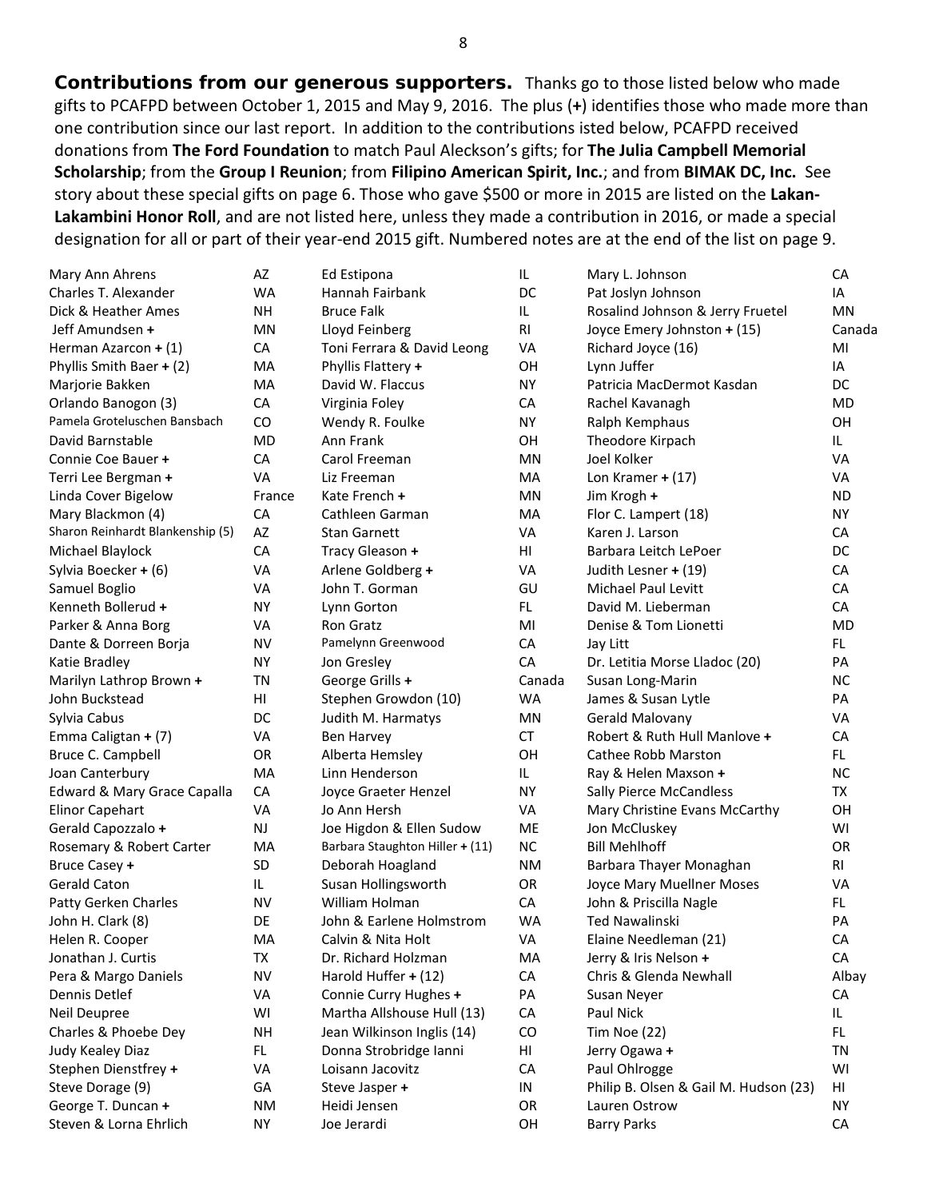**Contributions from our generous supporters.** Thanks go to those listed below who made gifts to PCAFPD between October 1, 2015 and May 9, 2016. The plus (**+**) identifies those who made more than one contribution since our last report. In addition to the contributions isted below, PCAFPD received donations from **The Ford Foundation** to match Paul Aleckson's gifts; for **The Julia Campbell Memorial Scholarship**; from the **Group I Reunion**; from **Filipino American Spirit, Inc.**; and from **BIMAK DC, Inc.** See story about these special gifts on page 6. Those who gave $500 or more in 2015 are listed on the **Lakan-Lakambini Honor Roll**, and are not listed here, unless they made a contribution in 2016, or made a special designation for all or part of their year-end 2015 gift. Numbered notes are at the end of the list on page 9.

| Name | State |
|---|---|
| Mary Ann Ahrens | AZ |
| Charles T. Alexander | WA |
| Dick & Heather Ames | NH |
| Jeff Amundsen **+** | MN |
| Herman Azarcon **+** (1) | CA |
| Phyllis Smith Baer **+** (2) | MA |
| Marjorie Bakken | MA |
| Orlando Banogon (3) | CA |
| Pamela Groteluschen Bansbach | CO |
| David Barnstable | MD |
| Connie Coe Bauer **+** | CA |
| Terri Lee Bergman **+** | VA |
| Linda Cover Bigelow | France |
| Mary Blackmon (4) | CA |
| Sharon Reinhardt Blankenship (5) | AZ |
| Michael Blaylock | CA |
| Sylvia Boecker **+** (6) | VA |
| Samuel Boglio | VA |
| Kenneth Bollerud **+** | NY |
| Parker & Anna Borg | VA |
| Dante & Dorreen Borja | NV |
| Katie Bradley | NY |
| Marilyn Lathrop Brown **+** | TN |
| John Buckstead | HI |
| Sylvia Cabus | DC |
| Emma Caligtan **+** (7) | VA |
| Bruce C. Campbell | OR |
| Joan Canterbury | MA |
| Edward & Mary Grace Capalla | CA |
| Elinor Capehart | VA |
| Gerald Capozzalo **+** | NJ |
| Rosemary & Robert Carter | MA |
| Bruce Casey **+** | SD |
| Gerald Caton | IL |
| Patty Gerken Charles | NV |
| John H. Clark (8) | DE |
| Helen R. Cooper | MA |
| Jonathan J. Curtis | TX |
| Pera & Margo Daniels | NV |
| Dennis Detlef | VA |
| Neil Deupree | WI |
| Charles & Phoebe Dey | NH |
| Judy Kealey Diaz | FL |
| Stephen Dienstfrey **+** | VA |
| Steve Dorage (9) | GA |
| George T. Duncan **+** | NM |
| Steven & Lorna Ehrlich | NY |
| Ed Estipona | IL |
| Hannah Fairbank | DC |
| Bruce Falk | IL |
| Lloyd Feinberg | RI |
| Toni Ferrara & David Leong | VA |
| Phyllis Flattery **+** | OH |
| David W. Flaccus | NY |
| Virginia Foley | CA |
| Wendy R. Foulke | NY |
| Ann Frank | OH |
| Carol Freeman | MN |
| Liz Freeman | MA |
| Kate French **+** | MN |
| Cathleen Garman | MA |
| Stan Garnett | VA |
| Tracy Gleason **+** | HI |
| Arlene Goldberg **+** | VA |
| John T. Gorman | GU |
| Lynn Gorton | FL |
| Ron Gratz | MI |
| Pamelynn Greenwood | CA |
| Jon Gresley | CA |
| George Grills **+** | Canada |
| Stephen Growdon (10) | WA |
| Judith M. Harmatys | MN |
| Ben Harvey | CT |
| Alberta Hemsley | OH |
| Linn Henderson | IL |
| Joyce Graeter Henzel | NY |
| Jo Ann Hersh | VA |
| Joe Higdon & Ellen Sudow | ME |
| Barbara Staughton Hiller **+** (11) | NC |
| Deborah Hoagland | NM |
| Susan Hollingsworth | OR |
| William Holman | CA |
| John & Earlene Holmstrom | WA |
| Calvin & Nita Holt | VA |
| Dr. Richard Holzman | MA |
| Harold Huffer **+** (12) | CA |
| Connie Curry Hughes **+** | PA |
| Martha Allshouse Hull (13) | CA |
| Jean Wilkinson Inglis (14) | CO |
| Donna Strobridge Ianni | HI |
| Loisann Jacovitz | CA |
| Steve Jasper **+** | IN |
| Heidi Jensen | OR |
| Joe Jerardi | OH |
| Mary L. Johnson | CA |
| Pat Joslyn Johnson | IA |
| Rosalind Johnson & Jerry Fruetel | MN |
| Joyce Emery Johnston **+** (15) | Canada |
| Richard Joyce (16) | MI |
| Lynn Juffer | IA |
| Patricia MacDermot Kasdan | DC |
| Rachel Kavanagh | MD |
| Ralph Kemphaus | OH |
| Theodore Kirpach | IL |
| Joel Kolker | VA |
| Lon Kramer **+** (17) | VA |
| Jim Krogh **+** | ND |
| Flor C. Lampert (18) | NY |
| Karen J. Larson | CA |
| Barbara Leitch LePoer | DC |
| Judith Lesner **+** (19) | CA |
| Michael Paul Levitt | CA |
| David M. Lieberman | CA |
| Denise & Tom Lionetti | MD |
| Jay Litt | FL |
| Dr. Letitia Morse Lladoc (20) | PA |
| Susan Long-Marin | NC |
| James & Susan Lytle | PA |
| Gerald Malovany | VA |
| Robert & Ruth Hull Manlove **+** | CA |
| Cathee Robb Marston | FL |
| Ray & Helen Maxson **+** | NC |
| Sally Pierce McCandless | TX |
| Mary Christine Evans McCarthy | OH |
| Jon McCluskey | WI |
| Bill Mehlhoff | OR |
| Barbara Thayer Monaghan | RI |
| Joyce Mary Muellner Moses | VA |
| John & Priscilla Nagle | FL |
| Ted Nawalinski | PA |
| Elaine Needleman (21) | CA |
| Jerry & Iris Nelson **+** | CA |
| Chris & Glenda Newhall | Albay |
| Susan Neyer | CA |
| Paul Nick | IL |
| Tim Noe (22) | FL |
| Jerry Ogawa **+** | TN |
| Paul Ohlrogge | WI |
| Philip B. Olsen & Gail M. Hudson (23) | HI |
| Lauren Ostrow | NY |
| Barry Parks | CA |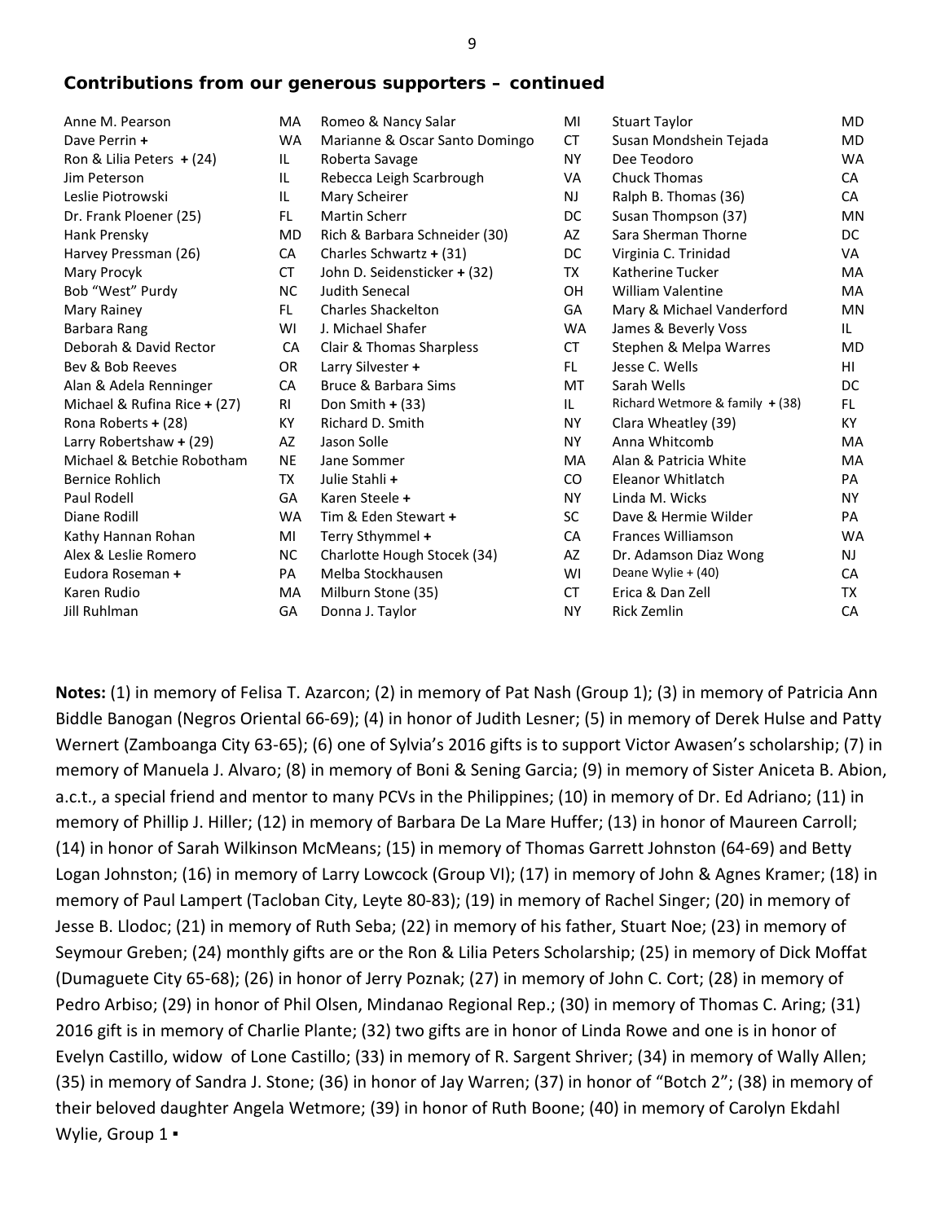### Contributions from our generous supporters – continued

| | | | | | |
|---|---|---|---|---|---|
| Anne M. Pearson | MA | Romeo & Nancy Salar | MI | Stuart Taylor | MD |
| Dave Perrin **+** | WA | Marianne & Oscar Santo Domingo | CT | Susan Mondshein Tejada | MD |
| Ron & Lilia Peters **+** (24) | IL | Roberta Savage | NY | Dee Teodoro | WA |
| Jim Peterson | IL | Rebecca Leigh Scarbrough | VA | Chuck Thomas | CA |
| Leslie Piotrowski | IL | Mary Scheirer | NJ | Ralph B. Thomas (36) | CA |
| Dr. Frank Ploener (25) | FL | Martin Scherr | DC | Susan Thompson (37) | MN |
| Hank Prensky | MD | Rich & Barbara Schneider (30) | AZ | Sara Sherman Thorne | DC |
| Harvey Pressman (26) | CA | Charles Schwartz **+** (31) | DC | Virginia C. Trinidad | VA |
| Mary Procyk | CT | John D. Seidensticker **+** (32) | TX | Katherine Tucker | MA |
| Bob "West" Purdy | NC | Judith Senecal | OH | William Valentine | MA |
| Mary Rainey | FL | Charles Shackelton | GA | Mary & Michael Vanderford | MN |
| Barbara Rang | WI | J. Michael Shafer | WA | James & Beverly Voss | IL |
| Deborah & David Rector | CA | Clair & Thomas Sharpless | CT | Stephen & Melpa Warres | MD |
| Bev & Bob Reeves | OR | Larry Silvester **+** | FL | Jesse C. Wells | HI |
| Alan & Adela Renninger | CA | Bruce & Barbara Sims | MT | Sarah Wells | DC |
| Michael & Rufina Rice **+** (27) | RI | Don Smith **+** (33) | IL | Richard Wetmore & family **+** (38) | FL |
| Rona Roberts **+** (28) | KY | Richard D. Smith | NY | Clara Wheatley (39) | KY |
| Larry Robertshaw **+** (29) | AZ | Jason Solle | NY | Anna Whitcomb | MA |
| Michael & Betchie Robotham | NE | Jane Sommer | MA | Alan & Patricia White | MA |
| Bernice Rohlich | TX | Julie Stahli **+** | CO | Eleanor Whitlatch | PA |
| Paul Rodell | GA | Karen Steele **+** | NY | Linda M. Wicks | NY |
| Diane Rodill | WA | Tim & Eden Stewart **+** | SC | Dave & Hermie Wilder | PA |
| Kathy Hannan Rohan | MI | Terry Sthymmel **+** | CA | Frances Williamson | WA |
| Alex & Leslie Romero | NC | Charlotte Hough Stocek (34) | AZ | Dr. Adamson Diaz Wong | NJ |
| Eudora Roseman **+** | PA | Melba Stockhausen | WI | Deane Wylie + (40) | CA |
| Karen Rudio | MA | Milburn Stone (35) | CT | Erica & Dan Zell | TX |
| Jill Ruhlman | GA | Donna J. Taylor | NY | Rick Zemlin | CA |

**Notes:** (1) in memory of Felisa T. Azarcon; (2) in memory of Pat Nash (Group 1); (3) in memory of Patricia Ann Biddle Banogan (Negros Oriental 66-69); (4) in honor of Judith Lesner; (5) in memory of Derek Hulse and Patty Wernert (Zamboanga City 63-65); (6) one of Sylvia's 2016 gifts is to support Victor Awasen's scholarship; (7) in memory of Manuela J. Alvaro; (8) in memory of Boni & Sening Garcia; (9) in memory of Sister Aniceta B. Abion, a.c.t., a special friend and mentor to many PCVs in the Philippines; (10) in memory of Dr. Ed Adriano; (11) in memory of Phillip J. Hiller; (12) in memory of Barbara De La Mare Huffer; (13) in honor of Maureen Carroll; (14) in honor of Sarah Wilkinson McMeans; (15) in memory of Thomas Garrett Johnston (64-69) and Betty Logan Johnston; (16) in memory of Larry Lowcock (Group VI); (17) in memory of John & Agnes Kramer; (18) in memory of Paul Lampert (Tacloban City, Leyte 80-83); (19) in memory of Rachel Singer; (20) in memory of Jesse B. Llodoc; (21) in memory of Ruth Seba; (22) in memory of his father, Stuart Noe; (23) in memory of Seymour Greben; (24) monthly gifts are or the Ron & Lilia Peters Scholarship; (25) in memory of Dick Moffat (Dumaguete City 65-68); (26) in honor of Jerry Poznak; (27) in memory of John C. Cort; (28) in memory of Pedro Arbiso; (29) in honor of Phil Olsen, Mindanao Regional Rep.; (30) in memory of Thomas C. Aring; (31) 2016 gift is in memory of Charlie Plante; (32) two gifts are in honor of Linda Rowe and one is in honor of Evelyn Castillo, widow of Lone Castillo; (33) in memory of R. Sargent Shriver; (34) in memory of Wally Allen; (35) in memory of Sandra J. Stone; (36) in honor of Jay Warren; (37) in honor of "Botch 2"; (38) in memory of their beloved daughter Angela Wetmore; (39) in honor of Ruth Boone; (40) in memory of Carolyn Ekdahl Wylie, Group 1 ▪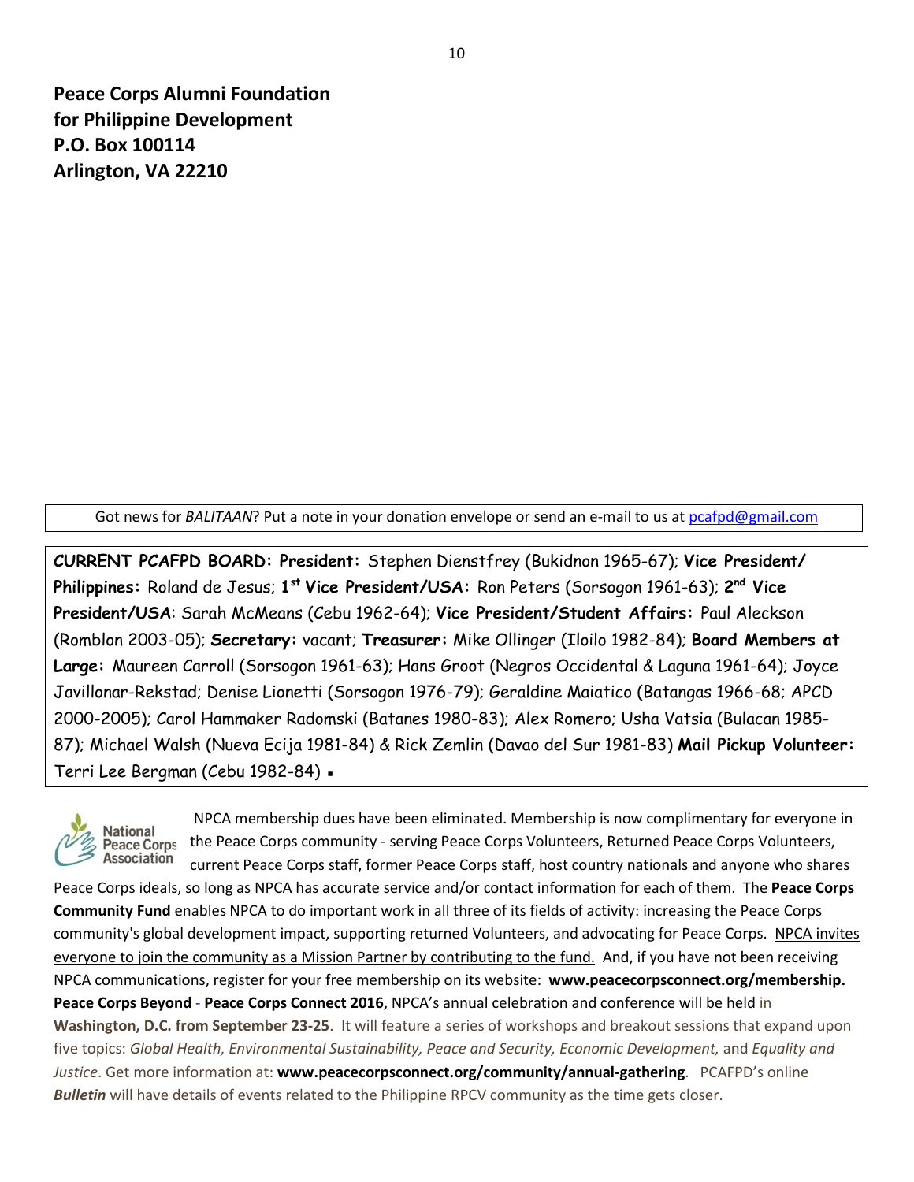**Peace Corps Alumni Foundation**
**for Philippine Development**
**P.O. Box 100114**
**Arlington, VA 22210**

Got news for *BALITAAN*? Put a note in your donation envelope or send an e-mail to us at pcafpd@gmail.com

**CURRENT PCAFPD BOARD: President:** Stephen Dienstfrey (Bukidnon 1965-67); **Vice President/ Philippines:** Roland de Jesus; **1st Vice President/USA:** Ron Peters (Sorsogon 1961-63); **2nd Vice President/USA**: Sarah McMeans (Cebu 1962-64); **Vice President/Student Affairs:** Paul Aleckson (Romblon 2003-05); **Secretary:** vacant; **Treasurer:** Mike Ollinger (Iloilo 1982-84); **Board Members at Large:** Maureen Carroll (Sorsogon 1961-63); Hans Groot (Negros Occidental & Laguna 1961-64); Joyce Javillonar-Rekstad; Denise Lionetti (Sorsogon 1976-79); Geraldine Maiatico (Batangas 1966-68; APCD 2000-2005); Carol Hammaker Radomski (Batanes 1980-83); Alex Romero; Usha Vatsia (Bulacan 1985-87); Michael Walsh (Nueva Ecija 1981-84) & Rick Zemlin (Davao del Sur 1981-83) **Mail Pickup Volunteer:** Terri Lee Bergman (Cebu 1982-84) ▪

National Peace Corps Association

NPCA membership dues have been eliminated. Membership is now complimentary for everyone in the Peace Corps community - serving Peace Corps Volunteers, Returned Peace Corps Volunteers, current Peace Corps staff, former Peace Corps staff, host country nationals and anyone who shares Peace Corps ideals, so long as NPCA has accurate service and/or contact information for each of them. The **Peace Corps Community Fund** enables NPCA to do important work in all three of its fields of activity: increasing the Peace Corps community's global development impact, supporting returned Volunteers, and advocating for Peace Corps. NPCA invites everyone to join the community as a Mission Partner by contributing to the fund. And, if you have not been receiving NPCA communications, register for your free membership on its website: **www.peacecorpsconnect.org/membership.** **Peace Corps Beyond** - **Peace Corps Connect 2016**, NPCA's annual celebration and conference will be held in **Washington, D.C. from September 23-25**. It will feature a series of workshops and breakout sessions that expand upon five topics: *Global Health, Environmental Sustainability, Peace and Security, Economic Development,* and *Equality and Justice*. Get more information at: **www.peacecorpsconnect.org/community/annual-gathering**. PCAFPD's online ***Bulletin*** will have details of events related to the Philippine RPCV community as the time gets closer.